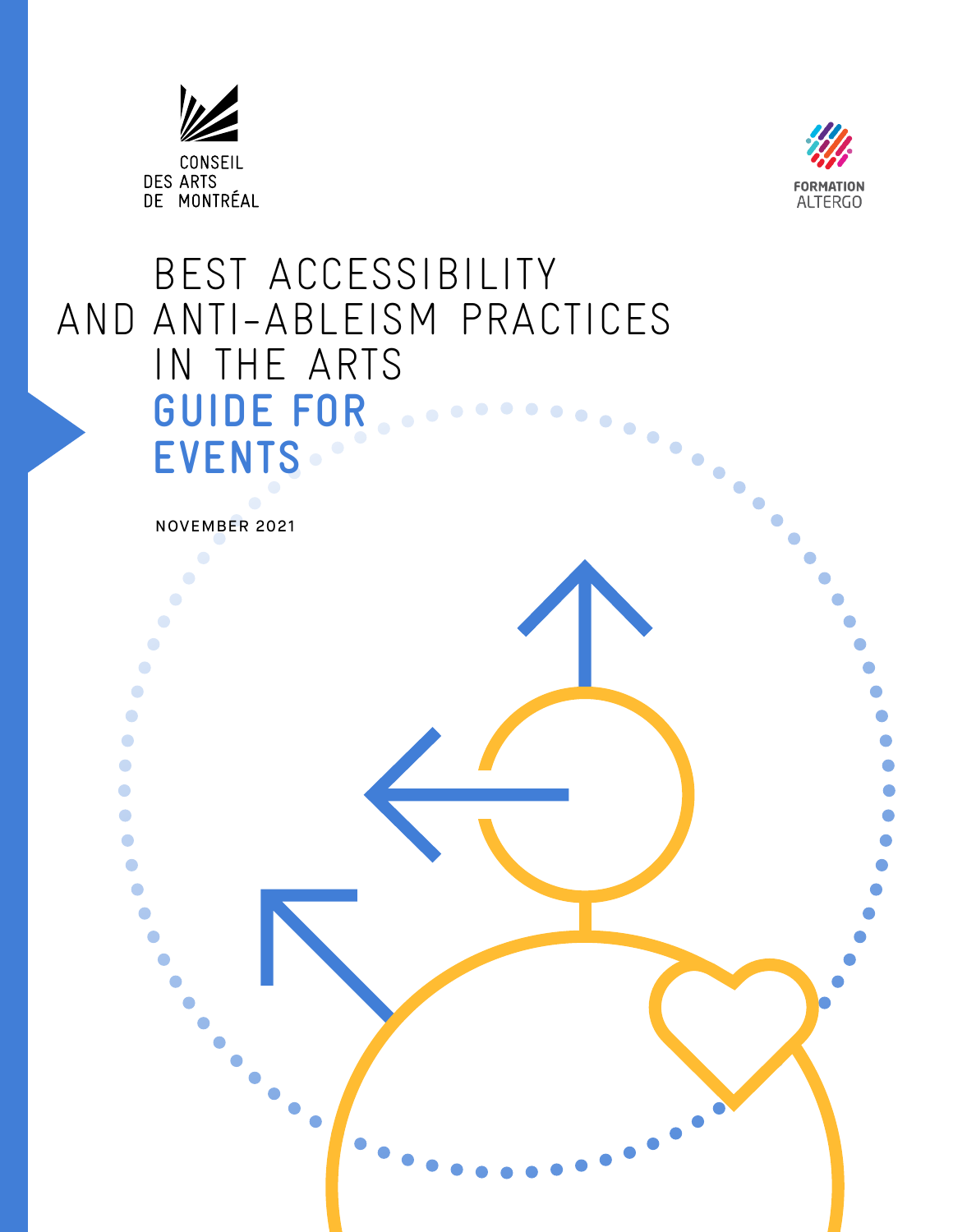CONSEIL DES ARTS DE MONTRÉAL

FORMATION ALTERGO

# BEST ACCESSIBILITY AND ANTI-ABLEISM PRACTICES IN THE ARTS

## GUIDE FOR EVENTS

NOVEMBER 2021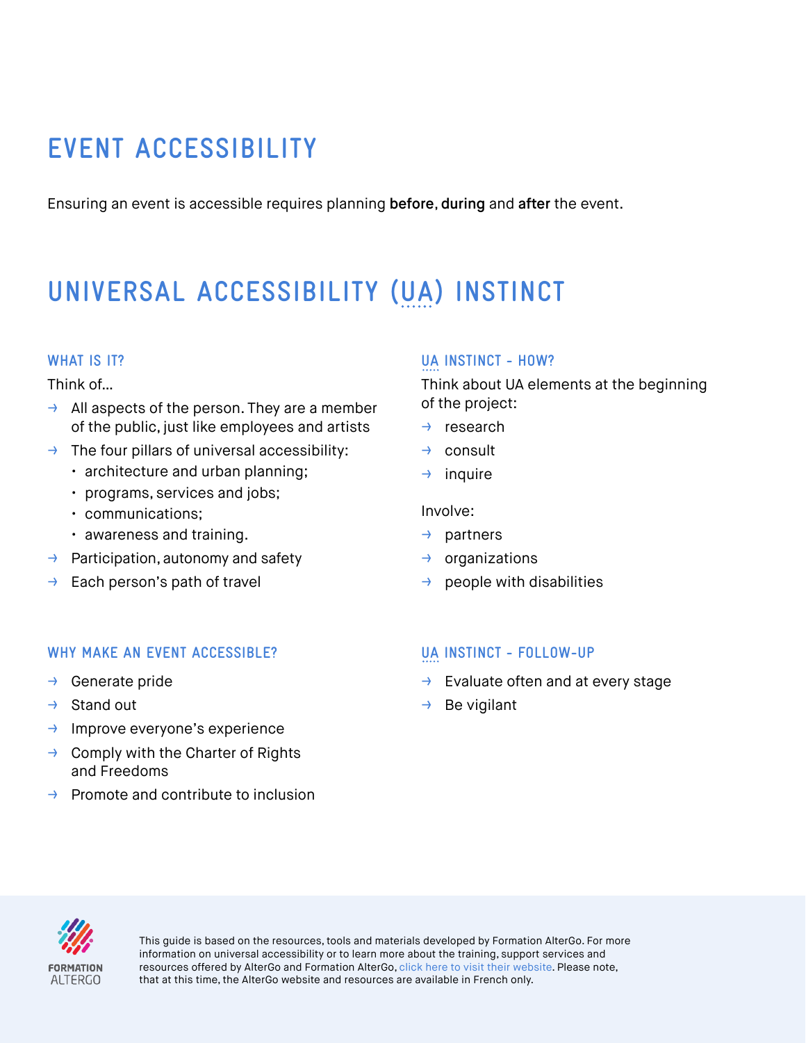# EVENT ACCESSIBILITY

Ensuring an event is accessible requires planning **before**, **during** and **after** the event.

# UNIVERSAL ACCESSIBILITY (UA) INSTINCT

### WHAT IS IT?

Think of...

- All aspects of the person. They are a member of the public, just like employees and artists
- The four pillars of universal accessibility:
  - architecture and urban planning;
  - programs, services and jobs;
  - communications;
  - awareness and training.
- Participation, autonomy and safety
- Each person's path of travel

### WHY MAKE AN EVENT ACCESSIBLE?

- Generate pride
- Stand out
- Improve everyone's experience
- Comply with the Charter of Rights and Freedoms
- Promote and contribute to inclusion

### UA INSTINCT - HOW?

Think about UA elements at the beginning of the project:

- research
- consult
- inquire

Involve:

- partners
- organizations
- people with disabilities

### UA INSTINCT - FOLLOW-UP

- Evaluate often and at every stage
- Be vigilant

FORMATION ALTERGO

This guide is based on the resources, tools and materials developed by Formation AlterGo. For more information on universal accessibility or to learn more about the training, support services and resources offered by AlterGo and Formation AlterGo, click here to visit their website. Please note, that at this time, the AlterGo website and resources are available in French only.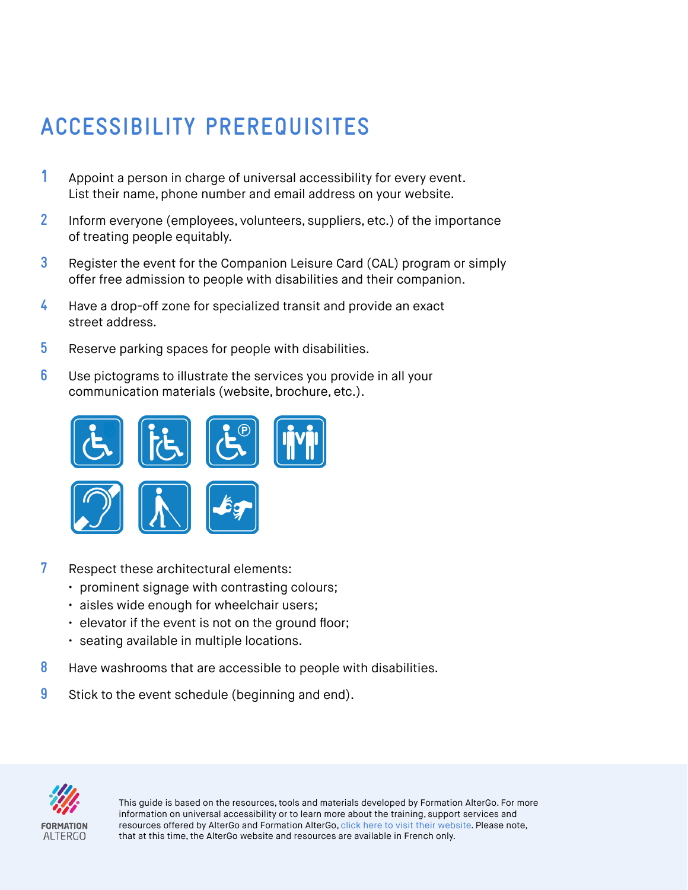# ACCESSIBILITY PREREQUISITES

1. Appoint a person in charge of universal accessibility for every event. List their name, phone number and email address on your website.
2. Inform everyone (employees, volunteers, suppliers, etc.) of the importance of treating people equitably.
3. Register the event for the Companion Leisure Card (CAL) program or simply offer free admission to people with disabilities and their companion.
4. Have a drop-off zone for specialized transit and provide an exact street address.
5. Reserve parking spaces for people with disabilities.
6. Use pictograms to illustrate the services you provide in all your communication materials (website, brochure, etc.).
7. Respect these architectural elements:
   - prominent signage with contrasting colours;
   - aisles wide enough for wheelchair users;
   - elevator if the event is not on the ground floor;
   - seating available in multiple locations.
8. Have washrooms that are accessible to people with disabilities.
9. Stick to the event schedule (beginning and end).

FORMATION ALTERGO

This guide is based on the resources, tools and materials developed by Formation AlterGo. For more information on universal accessibility or to learn more about the training, support services and resources offered by AlterGo and Formation AlterGo, click here to visit their website. Please note, that at this time, the AlterGo website and resources are available in French only.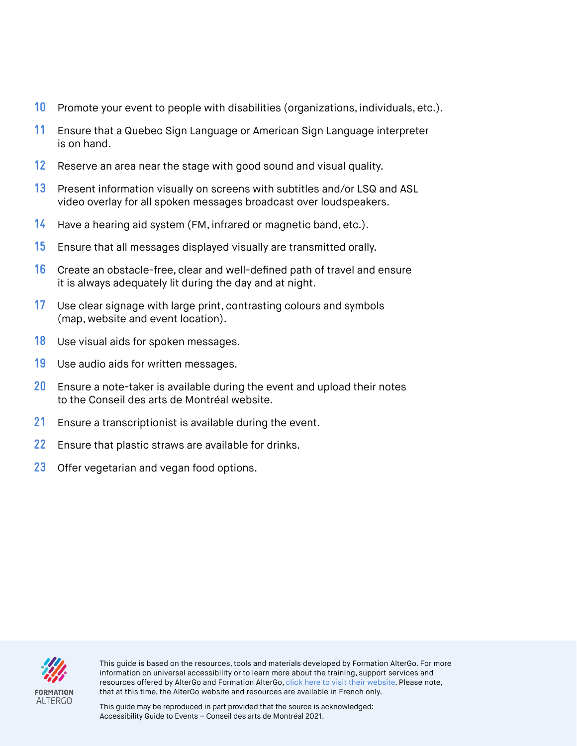10. Promote your event to people with disabilities (organizations, individuals, etc.).
11. Ensure that a Quebec Sign Language or American Sign Language interpreter is on hand.
12. Reserve an area near the stage with good sound and visual quality.
13. Present information visually on screens with subtitles and/or LSQ and ASL video overlay for all spoken messages broadcast over loudspeakers.
14. Have a hearing aid system (FM, infrared or magnetic band, etc.).
15. Ensure that all messages displayed visually are transmitted orally.
16. Create an obstacle-free, clear and well-defined path of travel and ensure it is always adequately lit during the day and at night.
17. Use clear signage with large print, contrasting colours and symbols (map, website and event location).
18. Use visual aids for spoken messages.
19. Use audio aids for written messages.
20. Ensure a note-taker is available during the event and upload their notes to the Conseil des arts de Montréal website.
21. Ensure a transcriptionist is available during the event.
22. Ensure that plastic straws are available for drinks.
23. Offer vegetarian and vegan food options.

FORMATION ALTERGO

This guide is based on the resources, tools and materials developed by Formation AlterGo. For more information on universal accessibility or to learn more about the training, support services and resources offered by AlterGo and Formation AlterGo, click here to visit their website. Please note, that at this time, the AlterGo website and resources are available in French only.

This guide may be reproduced in part provided that the source is acknowledged: Accessibility Guide to Events – Conseil des arts de Montréal 2021.